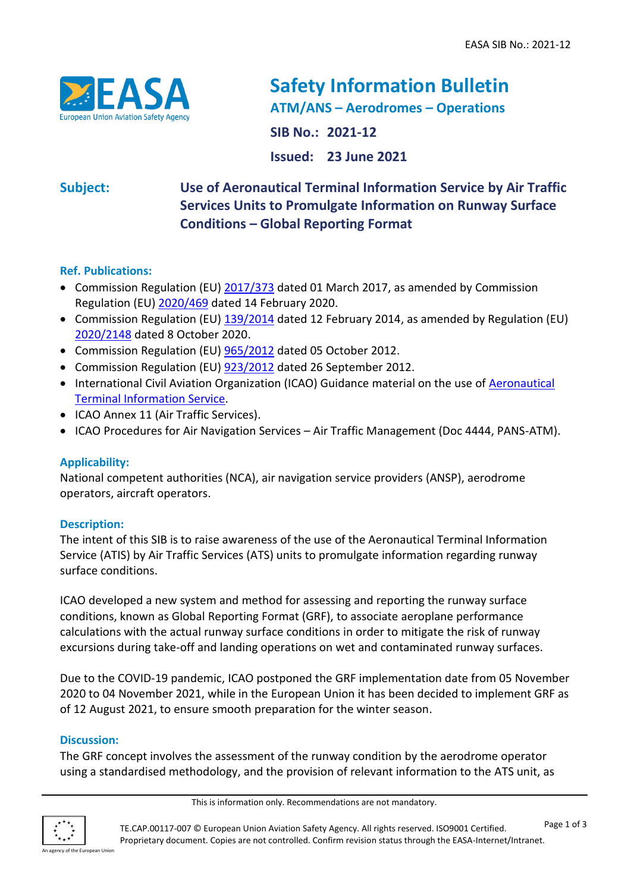# Safety Information Bulletin

**ATM/ANS – Aerodromes – Operations**

**SIB No.: 2021-12**

**Issued: 23 June 2021**

**Subject:** **Use of Aeronautical Terminal Information Service by Air Traffic Services Units to Promulgate Information on Runway Surface Conditions – Global Reporting Format**

## Ref. Publications:

- Commission Regulation (EU) 2017/373 dated 01 March 2017, as amended by Commission Regulation (EU) 2020/469 dated 14 February 2020.
- Commission Regulation (EU) 139/2014 dated 12 February 2014, as amended by Regulation (EU) 2020/2148 dated 8 October 2020.
- Commission Regulation (EU) 965/2012 dated 05 October 2012.
- Commission Regulation (EU) 923/2012 dated 26 September 2012.
- International Civil Aviation Organization (ICAO) Guidance material on the use of Aeronautical Terminal Information Service.
- ICAO Annex 11 (Air Traffic Services).
- ICAO Procedures for Air Navigation Services – Air Traffic Management (Doc 4444, PANS-ATM).

## Applicability:

National competent authorities (NCA), air navigation service providers (ANSP), aerodrome operators, aircraft operators.

## Description:

The intent of this SIB is to raise awareness of the use of the Aeronautical Terminal Information Service (ATIS) by Air Traffic Services (ATS) units to promulgate information regarding runway surface conditions.

ICAO developed a new system and method for assessing and reporting the runway surface conditions, known as Global Reporting Format (GRF), to associate aeroplane performance calculations with the actual runway surface conditions in order to mitigate the risk of runway excursions during take-off and landing operations on wet and contaminated runway surfaces.

Due to the COVID-19 pandemic, ICAO postponed the GRF implementation date from 05 November 2020 to 04 November 2021, while in the European Union it has been decided to implement GRF as of 12 August 2021, to ensure smooth preparation for the winter season.

## Discussion:

The GRF concept involves the assessment of the runway condition by the aerodrome operator using a standardised methodology, and the provision of relevant information to the ATS unit, as

This is information only. Recommendations are not mandatory.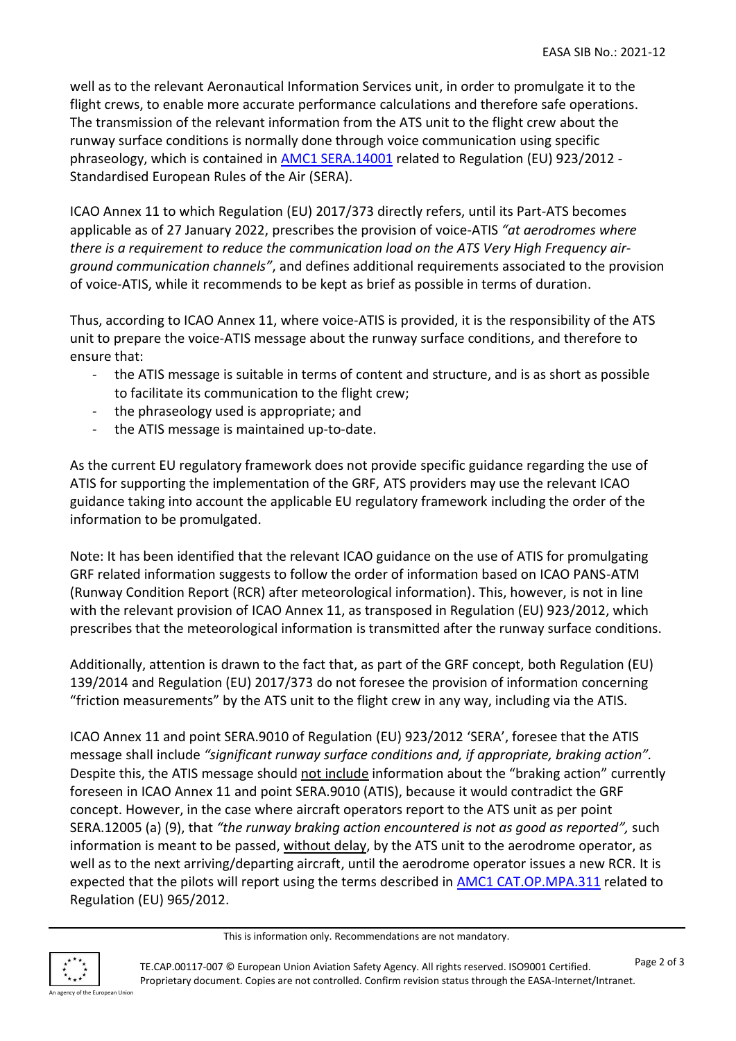well as to the relevant Aeronautical Information Services unit, in order to promulgate it to the flight crews, to enable more accurate performance calculations and therefore safe operations. The transmission of the relevant information from the ATS unit to the flight crew about the runway surface conditions is normally done through voice communication using specific phraseology, which is contained in AMC1 SERA.14001 related to Regulation (EU) 923/2012 - Standardised European Rules of the Air (SERA).

ICAO Annex 11 to which Regulation (EU) 2017/373 directly refers, until its Part-ATS becomes applicable as of 27 January 2022, prescribes the provision of voice-ATIS *"at aerodromes where there is a requirement to reduce the communication load on the ATS Very High Frequency air-ground communication channels"*, and defines additional requirements associated to the provision of voice-ATIS, while it recommends to be kept as brief as possible in terms of duration.

Thus, according to ICAO Annex 11, where voice-ATIS is provided, it is the responsibility of the ATS unit to prepare the voice-ATIS message about the runway surface conditions, and therefore to ensure that:

- the ATIS message is suitable in terms of content and structure, and is as short as possible to facilitate its communication to the flight crew;
- the phraseology used is appropriate; and
- the ATIS message is maintained up-to-date.

As the current EU regulatory framework does not provide specific guidance regarding the use of ATIS for supporting the implementation of the GRF, ATS providers may use the relevant ICAO guidance taking into account the applicable EU regulatory framework including the order of the information to be promulgated.

Note: It has been identified that the relevant ICAO guidance on the use of ATIS for promulgating GRF related information suggests to follow the order of information based on ICAO PANS-ATM (Runway Condition Report (RCR) after meteorological information). This, however, is not in line with the relevant provision of ICAO Annex 11, as transposed in Regulation (EU) 923/2012, which prescribes that the meteorological information is transmitted after the runway surface conditions.

Additionally, attention is drawn to the fact that, as part of the GRF concept, both Regulation (EU) 139/2014 and Regulation (EU) 2017/373 do not foresee the provision of information concerning "friction measurements" by the ATS unit to the flight crew in any way, including via the ATIS.

ICAO Annex 11 and point SERA.9010 of Regulation (EU) 923/2012 'SERA', foresee that the ATIS message shall include *"significant runway surface conditions and, if appropriate, braking action".* Despite this, the ATIS message should not include information about the "braking action" currently foreseen in ICAO Annex 11 and point SERA.9010 (ATIS), because it would contradict the GRF concept. However, in the case where aircraft operators report to the ATS unit as per point SERA.12005 (a) (9), that *"the runway braking action encountered is not as good as reported",* such information is meant to be passed, without delay, by the ATS unit to the aerodrome operator, as well as to the next arriving/departing aircraft, until the aerodrome operator issues a new RCR. It is expected that the pilots will report using the terms described in AMC1 CAT.OP.MPA.311 related to Regulation (EU) 965/2012.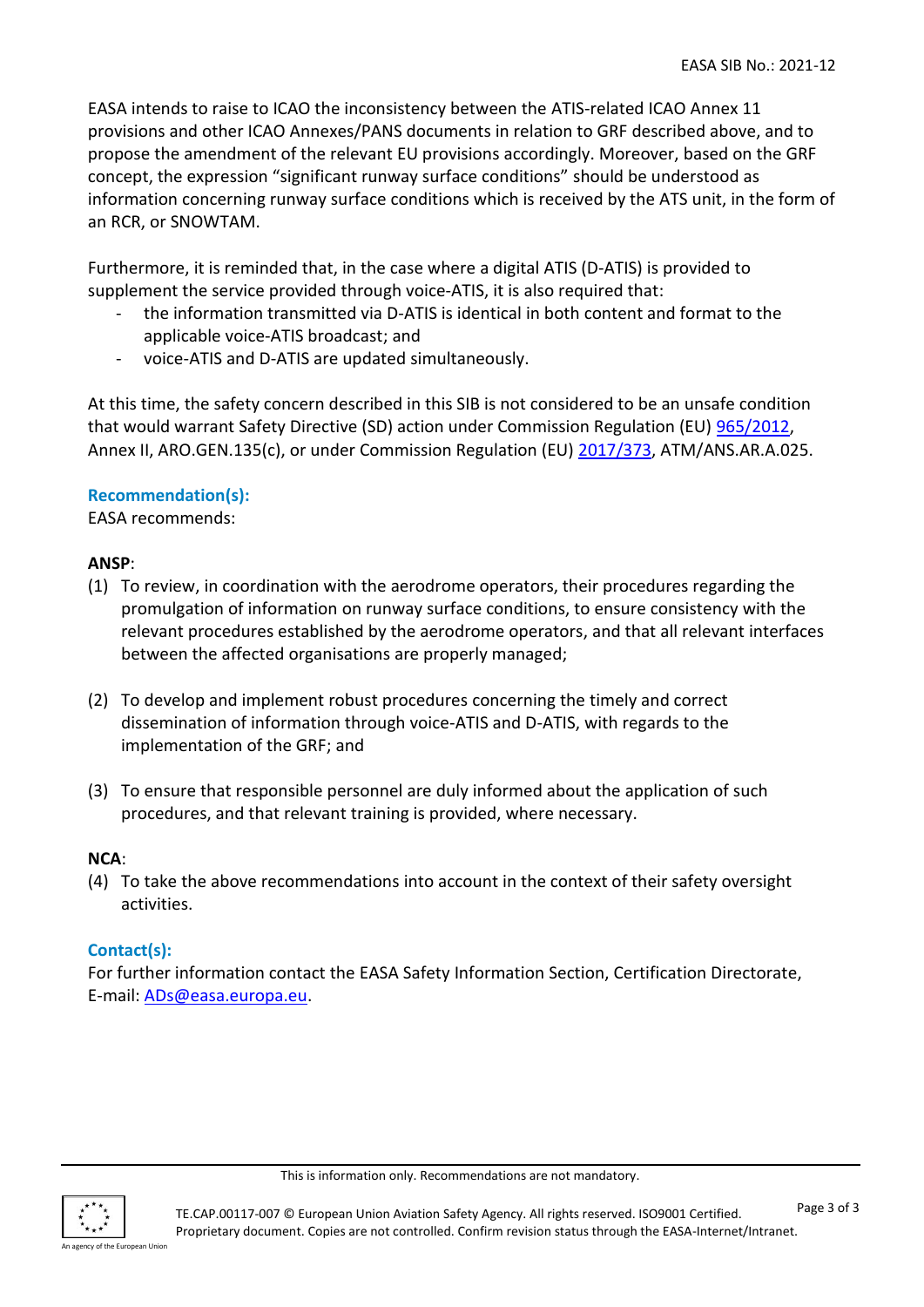EASA intends to raise to ICAO the inconsistency between the ATIS-related ICAO Annex 11 provisions and other ICAO Annexes/PANS documents in relation to GRF described above, and to propose the amendment of the relevant EU provisions accordingly. Moreover, based on the GRF concept, the expression "significant runway surface conditions" should be understood as information concerning runway surface conditions which is received by the ATS unit, in the form of an RCR, or SNOWTAM.

Furthermore, it is reminded that, in the case where a digital ATIS (D-ATIS) is provided to supplement the service provided through voice-ATIS, it is also required that:

- the information transmitted via D-ATIS is identical in both content and format to the applicable voice-ATIS broadcast; and
- voice-ATIS and D-ATIS are updated simultaneously.

At this time, the safety concern described in this SIB is not considered to be an unsafe condition that would warrant Safety Directive (SD) action under Commission Regulation (EU) 965/2012, Annex II, ARO.GEN.135(c), or under Commission Regulation (EU) 2017/373, ATM/ANS.AR.A.025.

**Recommendation(s):**

EASA recommends:

**ANSP**:

(1) To review, in coordination with the aerodrome operators, their procedures regarding the promulgation of information on runway surface conditions, to ensure consistency with the relevant procedures established by the aerodrome operators, and that all relevant interfaces between the affected organisations are properly managed;

(2) To develop and implement robust procedures concerning the timely and correct dissemination of information through voice-ATIS and D-ATIS, with regards to the implementation of the GRF; and

(3) To ensure that responsible personnel are duly informed about the application of such procedures, and that relevant training is provided, where necessary.

**NCA**:

(4) To take the above recommendations into account in the context of their safety oversight activities.

**Contact(s):**

For further information contact the EASA Safety Information Section, Certification Directorate, E-mail: ADs@easa.europa.eu.

This is information only. Recommendations are not mandatory.